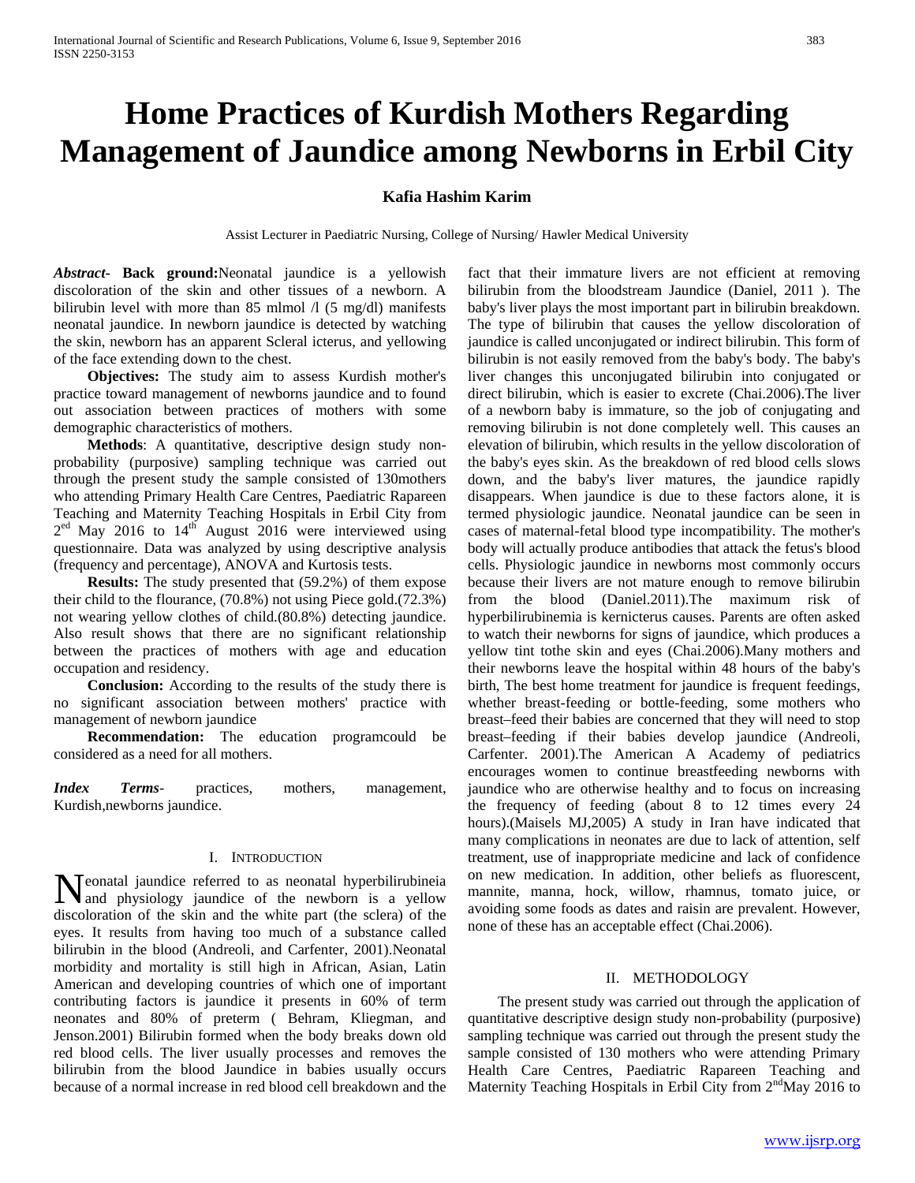# Home Practices of Kurdish Mothers Regarding Management of Jaundice among Newborns in Erbil City

**Kafia Hashim Karim**

Assist Lecturer in Paediatric Nursing, College of Nursing/ Hawler Medical University

***Abstract*- Back ground:**Neonatal jaundice is a yellowish discoloration of the skin and other tissues of a newborn. A bilirubin level with more than 85 mlmol /l (5 mg/dl) manifests neonatal jaundice. In newborn jaundice is detected by watching the skin, newborn has an apparent Scleral icterus, and yellowing of the face extending down to the chest.

**Objectives:** The study aim to assess Kurdish mother's practice toward management of newborns jaundice and to found out association between practices of mothers with some demographic characteristics of mothers.

**Methods**: A quantitative, descriptive design study non-probability (purposive) sampling technique was carried out through the present study the sample consisted of 130mothers who attending Primary Health Care Centres, Paediatric Rapareen Teaching and Maternity Teaching Hospitals in Erbil City from 2[ed] May 2016 to 14[th] August 2016 were interviewed using questionnaire. Data was analyzed by using descriptive analysis (frequency and percentage), ANOVA and Kurtosis tests.

**Results:** The study presented that (59.2%) of them expose their child to the flourance, (70.8%) not using Piece gold.(72.3%) not wearing yellow clothes of child.(80.8%) detecting jaundice. Also result shows that there are no significant relationship between the practices of mothers with age and education occupation and residency.

**Conclusion:** According to the results of the study there is no significant association between mothers' practice with management of newborn jaundice

**Recommendation:** The education programcould be considered as a need for all mothers.

***Index Terms***- practices, mothers, management, Kurdish,newborns jaundice.

## I. Introduction

Neonatal jaundice referred to as neonatal hyperbilirubineia and physiology jaundice of the newborn is a yellow discoloration of the skin and the white part (the sclera) of the eyes. It results from having too much of a substance called bilirubin in the blood (Andreoli, and Carfenter, 2001).Neonatal morbidity and mortality is still high in African, Asian, Latin American and developing countries of which one of important contributing factors is jaundice it presents in 60% of term neonates and 80% of preterm ( Behram, Kliegman, and Jenson.2001) Bilirubin formed when the body breaks down old red blood cells. The liver usually processes and removes the bilirubin from the blood Jaundice in babies usually occurs because of a normal increase in red blood cell breakdown and the fact that their immature livers are not efficient at removing bilirubin from the bloodstream Jaundice (Daniel, 2011 ). The baby's liver plays the most important part in bilirubin breakdown. The type of bilirubin that causes the yellow discoloration of jaundice is called unconjugated or indirect bilirubin. This form of bilirubin is not easily removed from the baby's body. The baby's liver changes this unconjugated bilirubin into conjugated or direct bilirubin, which is easier to excrete (Chai.2006).The liver of a newborn baby is immature, so the job of conjugating and removing bilirubin is not done completely well. This causes an elevation of bilirubin, which results in the yellow discoloration of the baby's eyes skin. As the breakdown of red blood cells slows down, and the baby's liver matures, the jaundice rapidly disappears. When jaundice is due to these factors alone, it is termed physiologic jaundice. Neonatal jaundice can be seen in cases of maternal-fetal blood type incompatibility. The mother's body will actually produce antibodies that attack the fetus's blood cells. Physiologic jaundice in newborns most commonly occurs because their livers are not mature enough to remove bilirubin from the blood (Daniel.2011).The maximum risk of hyperbilirubinemia is kernicterus causes. Parents are often asked to watch their newborns for signs of jaundice, which produces a yellow tint tothe skin and eyes (Chai.2006).Many mothers and their newborns leave the hospital within 48 hours of the baby's birth, The best home treatment for jaundice is frequent feedings, whether breast-feeding or bottle-feeding, some mothers who breast–feed their babies are concerned that they will need to stop breast–feeding if their babies develop jaundice (Andreoli, Carfenter. 2001).The American A Academy of pediatrics encourages women to continue breastfeeding newborns with jaundice who are otherwise healthy and to focus on increasing the frequency of feeding (about 8 to 12 times every 24 hours).(Maisels MJ,2005) A study in Iran have indicated that many complications in neonates are due to lack of attention, self treatment, use of inappropriate medicine and lack of confidence on new medication. In addition, other beliefs as fluorescent, mannite, manna, hock, willow, rhamnus, tomato juice, or avoiding some foods as dates and raisin are prevalent. However, none of these has an acceptable effect (Chai.2006).

## II. Methodology

The present study was carried out through the application of quantitative descriptive design study non-probability (purposive) sampling technique was carried out through the present study the sample consisted of 130 mothers who were attending Primary Health Care Centres, Paediatric Rapareen Teaching and Maternity Teaching Hospitals in Erbil City from 2[nd]May 2016 to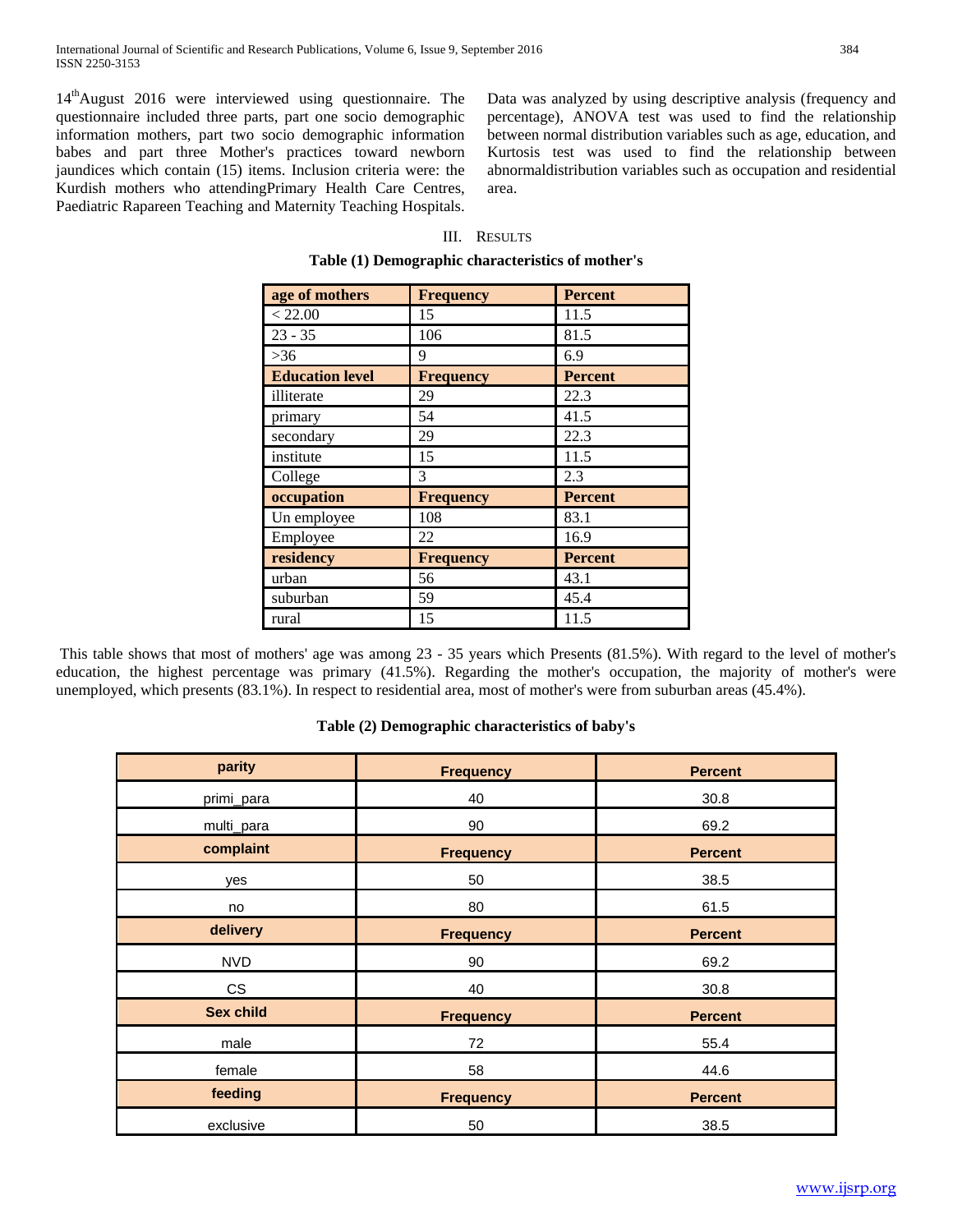14thAugust 2016 were interviewed using questionnaire. The questionnaire included three parts, part one socio demographic information mothers, part two socio demographic information babes and part three Mother's practices toward newborn jaundices which contain (15) items. Inclusion criteria were: the Kurdish mothers who attendingPrimary Health Care Centres, Paediatric Rapareen Teaching and Maternity Teaching Hospitals.

Data was analyzed by using descriptive analysis (frequency and percentage), ANOVA test was used to find the relationship between normal distribution variables such as age, education, and Kurtosis test was used to find the relationship between abnormaldistribution variables such as occupation and residential area.

## III. Results

**Table (1) Demographic characteristics of mother's**

| age of mothers | Frequency | Percent |
|---|---|---|
| < 22.00 | 15 | 11.5 |
| 23 - 35 | 106 | 81.5 |
| >36 | 9 | 6.9 |
| **Education level** | **Frequency** | **Percent** |
| illiterate | 29 | 22.3 |
| primary | 54 | 41.5 |
| secondary | 29 | 22.3 |
| institute | 15 | 11.5 |
| College | 3 | 2.3 |
| **occupation** | **Frequency** | **Percent** |
| Un employee | 108 | 83.1 |
| Employee | 22 | 16.9 |
| **residency** | **Frequency** | **Percent** |
| urban | 56 | 43.1 |
| suburban | 59 | 45.4 |
| rural | 15 | 11.5 |

This table shows that most of mothers' age was among 23 - 35 years which Presents (81.5%). With regard to the level of mother's education, the highest percentage was primary (41.5%). Regarding the mother's occupation, the majority of mother's were unemployed, which presents (83.1%). In respect to residential area, most of mother's were from suburban areas (45.4%).

**Table (2) Demographic characteristics of baby's**

| parity | Frequency | Percent |
|---|---|---|
| primi_para | 40 | 30.8 |
| multi_para | 90 | 69.2 |
| **complaint** | **Frequency** | **Percent** |
| yes | 50 | 38.5 |
| no | 80 | 61.5 |
| **delivery** | **Frequency** | **Percent** |
| NVD | 90 | 69.2 |
| CS | 40 | 30.8 |
| **Sex child** | **Frequency** | **Percent** |
| male | 72 | 55.4 |
| female | 58 | 44.6 |
| **feeding** | **Frequency** | **Percent** |
| exclusive | 50 | 38.5 |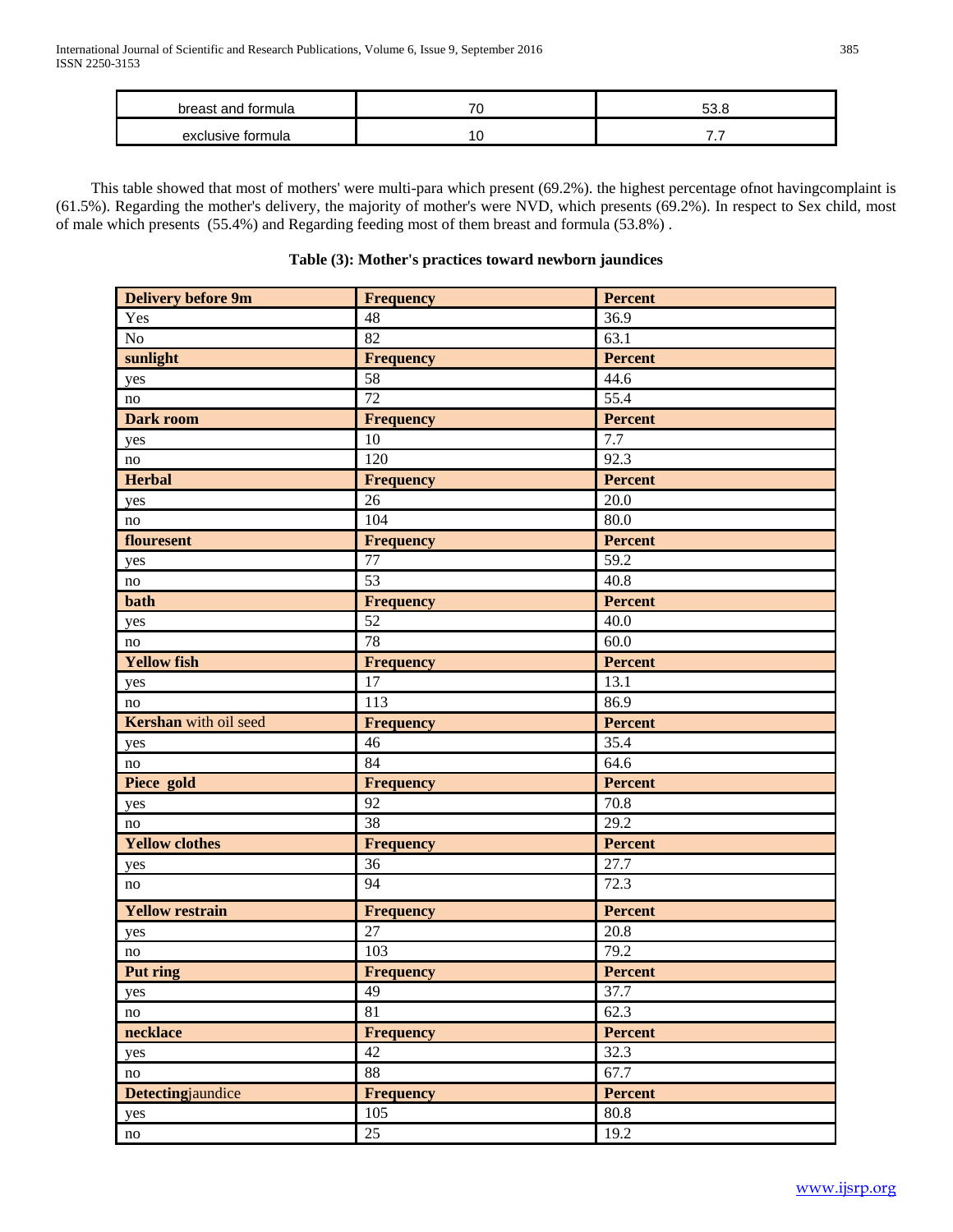| breast and formula | 70 | 53.8 |
|---|---|---|
| exclusive formula | 10 | 7.7 |

This table showed that most of mothers' were multi-para which present (69.2%). the highest percentage ofnot havingcomplaint is (61.5%). Regarding the mother's delivery, the majority of mother's were NVD, which presents (69.2%). In respect to Sex child, most of male which presents (55.4%) and Regarding feeding most of them breast and formula (53.8%) .

**Table (3): Mother's practices toward newborn jaundices**

| **Delivery before 9m** | **Frequency** | **Percent** |
|---|---|---|
| Yes | 48 | 36.9 |
| No | 82 | 63.1 |
| **sunlight** | **Frequency** | **Percent** |
| yes | 58 | 44.6 |
| no | 72 | 55.4 |
| **Dark room** | **Frequency** | **Percent** |
| yes | 10 | 7.7 |
| no | 120 | 92.3 |
| **Herbal** | **Frequency** | **Percent** |
| yes | 26 | 20.0 |
| no | 104 | 80.0 |
| **flouresent** | **Frequency** | **Percent** |
| yes | 77 | 59.2 |
| no | 53 | 40.8 |
| **bath** | **Frequency** | **Percent** |
| yes | 52 | 40.0 |
| no | 78 | 60.0 |
| **Yellow fish** | **Frequency** | **Percent** |
| yes | 17 | 13.1 |
| no | 113 | 86.9 |
| **Kershan** with oil seed | **Frequency** | **Percent** |
| yes | 46 | 35.4 |
| no | 84 | 64.6 |
| **Piece gold** | **Frequency** | **Percent** |
| yes | 92 | 70.8 |
| no | 38 | 29.2 |
| **Yellow clothes** | **Frequency** | **Percent** |
| yes | 36 | 27.7 |
| no | 94 | 72.3 |
| **Yellow restrain** | **Frequency** | **Percent** |
| yes | 27 | 20.8 |
| no | 103 | 79.2 |
| **Put ring** | **Frequency** | **Percent** |
| yes | 49 | 37.7 |
| no | 81 | 62.3 |
| **necklace** | **Frequency** | **Percent** |
| yes | 42 | 32.3 |
| no | 88 | 67.7 |
| **Detecting**jaundice | **Frequency** | **Percent** |
| yes | 105 | 80.8 |
| no | 25 | 19.2 |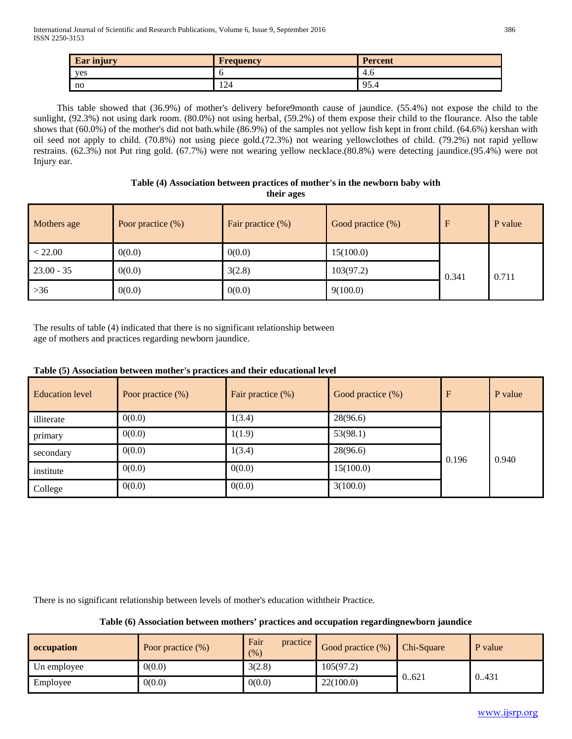| Ear injury | Frequency | Percent |
| --- | --- | --- |
| yes | 6 | 4.6 |
| no | 124 | 95.4 |

This table showed that (36.9%) of mother's delivery before9month cause of jaundice. (55.4%) not expose the child to the sunlight, (92.3%) not using dark room. (80.0%) not using herbal, (59.2%) of them expose their child to the flourance. Also the table shows that (60.0%) of the mother's did not bath.while (86.9%) of the samples not yellow fish kept in front child. (64.6%) kershan with oil seed not apply to child. (70.8%) not using piece gold.(72.3%) not wearing yellowclothes of child. (79.2%) not rapid yellow restrains. (62.3%) not Put ring gold. (67.7%) were not wearing yellow necklace.(80.8%) were detecting jaundice.(95.4%) were not Injury ear.

**Table (4) Association between practices of mother's in the newborn baby with their ages**

| Mothers age | Poor practice (%) | Fair practice (%) | Good practice (%) | F | P value |
| --- | --- | --- | --- | --- | --- |
| < 22.00 | 0(0.0) | 0(0.0) | 15(100.0) | 0.341 | 0.711 |
| 23.00 - 35 | 0(0.0) | 3(2.8) | 103(97.2) | | |
| >36 | 0(0.0) | 0(0.0) | 9(100.0) | | |

The results of table (4) indicated that there is no significant relationship between age of mothers and practices regarding newborn jaundice.

**Table (5) Association between mother's practices and their educational level**

| Education level | Poor practice (%) | Fair practice (%) | Good practice (%) | F | P value |
| --- | --- | --- | --- | --- | --- |
| illiterate | 0(0.0) | 1(3.4) | 28(96.6) | 0.196 | 0.940 |
| primary | 0(0.0) | 1(1.9) | 53(98.1) | | |
| secondary | 0(0.0) | 1(3.4) | 28(96.6) | | |
| institute | 0(0.0) | 0(0.0) | 15(100.0) | | |
| College | 0(0.0) | 0(0.0) | 3(100.0) | | |

There is no significant relationship between levels of mother's education withtheir Practice.

**Table (6) Association between mothers' practices and occupation regardingnewborn jaundice**

| occupation | Poor practice (%) | Fair practice (%) | Good practice (%) | Chi-Square | P value |
| --- | --- | --- | --- | --- | --- |
| Un employee | 0(0.0) | 3(2.8) | 105(97.2) | 0..621 | 0..431 |
| Employee | 0(0.0) | 0(0.0) | 22(100.0) | | |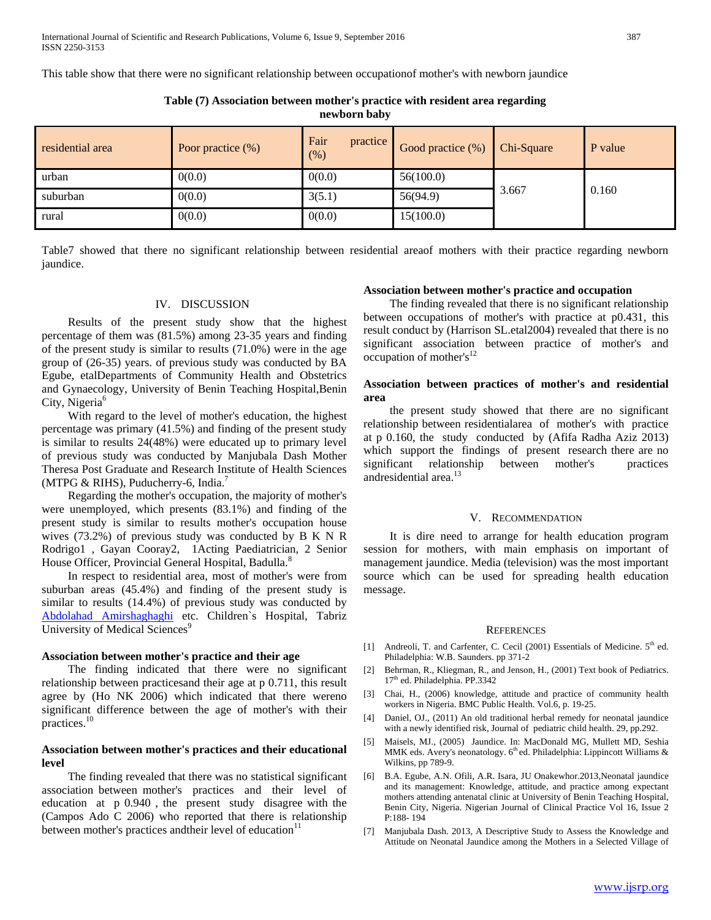This table show that there were no significant relationship between occupationof mother's with newborn jaundice

**Table (7) Association between mother's practice with resident area regarding newborn baby**

| residential area | Poor practice (%) | Fair practice (%) | Good practice (%) | Chi-Square | P value |
|---|---|---|---|---|---|
| urban | 0(0.0) | 0(0.0) | 56(100.0) | 3.667 | 0.160 |
| suburban | 0(0.0) | 3(5.1) | 56(94.9) | | |
| rural | 0(0.0) | 0(0.0) | 15(100.0) | | |

Table7 showed that there no significant relationship between residential areaof mothers with their practice regarding newborn jaundice.

## IV. DISCUSSION

Results of the present study show that the highest percentage of them was (81.5%) among 23-35 years and finding of the present study is similar to results (71.0%) were in the age group of (26-35) years. of previous study was conducted by BA Egube, etalDepartments of Community Health and Obstetrics and Gynaecology, University of Benin Teaching Hospital,Benin City, Nigeria[6]

With regard to the level of mother's education, the highest percentage was primary (41.5%) and finding of the present study is similar to results 24(48%) were educated up to primary level of previous study was conducted by Manjubala Dash Mother Theresa Post Graduate and Research Institute of Health Sciences (MTPG & RIHS), Puducherry-6, India.[7]

Regarding the mother's occupation, the majority of mother's were unemployed, which presents (83.1%) and finding of the present study is similar to results mother's occupation house wives (73.2%) of previous study was conducted by B K N R Rodrigo1 , Gayan Cooray2, 1Acting Paediatrician, 2 Senior House Officer, Provincial General Hospital, Badulla.[8]

In respect to residential area, most of mother's were from suburban areas (45.4%) and finding of the present study is similar to results (14.4%) of previous study was conducted by Abdolahad Amirshaghaghi etc. Children`s Hospital, Tabriz University of Medical Sciences[9]

### Association between mother's practice and their age

The finding indicated that there were no significant relationship between practicesand their age at p 0.711, this result agree by (Ho NK 2006) which indicated that there wereno significant difference between the age of mother's with their practices.[10]

### Association between mother's practices and their educational level

The finding revealed that there was no statistical significant association between mother's practices and their level of education at p 0.940 , the present study disagree with the (Campos Ado C 2006) who reported that there is relationship between mother's practices andtheir level of education[11]

### Association between mother's practice and occupation

The finding revealed that there is no significant relationship between occupations of mother's with practice at p0.431, this result conduct by (Harrison SL.etal2004) revealed that there is no significant association between practice of mother's and occupation of mother's[12]

### Association between practices of mother's and residential area

the present study showed that there are no significant relationship between residentialarea of mother's with practice at p 0.160, the study conducted by (Afifa Radha Aziz 2013) which support the findings of present research there are no significant relationship between mother's practices andresidential area.[13]

## V. RECOMMENDATION

It is dire need to arrange for health education program session for mothers, with main emphasis on important of management jaundice. Media (television) was the most important source which can be used for spreading health education message.

## REFERENCES

[1] Andreoli, T. and Carfenter, C. Cecil (2001) Essentials of Medicine. 5th ed. Philadelphia: W.B. Saunders. pp 371-2

[2] Behrman, R., Kliegman, R., and Jenson, H., (2001) Text book of Pediatrics. 17th ed. Philadelphia. PP.3342

[3] Chai, H., (2006) knowledge, attitude and practice of community health workers in Nigeria. BMC Public Health. Vol.6, p. 19-25.

[4] Daniel, OJ., (2011) An old traditional herbal remedy for neonatal jaundice with a newly identified risk, Journal of pediatric child health. 29, pp.292.

[5] Maisels, MJ., (2005) Jaundice. In: MacDonald MG, Mullett MD, Seshia MMK eds. Avery's neonatology. 6th ed. Philadelphia: Lippincott Williams & Wilkins, pp 789-9.

[6] B.A. Egube, A.N. Ofili, A.R. Isara, JU Onakewhor.2013,Neonatal jaundice and its management: Knowledge, attitude, and practice among expectant mothers attending antenatal clinic at University of Benin Teaching Hospital, Benin City, Nigeria. Nigerian Journal of Clinical Practice Vol 16, Issue 2 P:188- 194

[7] Manjubala Dash. 2013, A Descriptive Study to Assess the Knowledge and Attitude on Neonatal Jaundice among the Mothers in a Selected Village of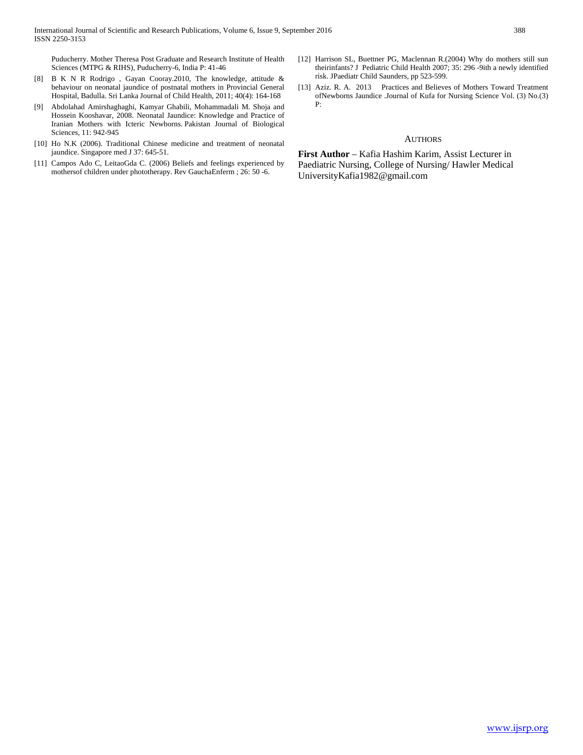Puducherry. Mother Theresa Post Graduate and Research Institute of Health Sciences (MTPG & RIHS), Puducherry-6, India P: 41-46

[8] B K N R Rodrigo , Gayan Cooray.2010, The knowledge, attitude & behaviour on neonatal jaundice of postnatal mothers in Provincial General Hospital, Badulla. Sri Lanka Journal of Child Health, 2011; 40(4): 164-168

[9] Abdolahad Amirshaghaghi, Kamyar Ghabili, Mohammadali M. Shoja and Hossein Kooshavar, 2008. Neonatal Jaundice: Knowledge and Practice of Iranian Mothers with Icteric Newborns. Pakistan Journal of Biological Sciences, 11: 942-945

[10] Ho N.K (2006). Traditional Chinese medicine and treatment of neonatal jaundice. Singapore med J 37: 645-51.

[11] Campos Ado C, LeitaoGda C. (2006) Beliefs and feelings experienced by mothersof children under phototherapy. Rev GauchaEnferm ; 26: 50 -6.

[12] Harrison SL, Buettner PG, Maclennan R.(2004) Why do mothers still sun theirinfants? J Pediatric Child Health 2007; 35: 296 -9ith a newly identified risk. JPaediatr Child Saunders, pp 523-599.

[13] Aziz. R. A. 2013 Practices and Believes of Mothers Toward Treatment ofNewborns Jaundice .Journal of Kufa for Nursing Science Vol. (3) No.(3) P:

## Authors

**First Author** – Kafia Hashim Karim, Assist Lecturer in Paediatric Nursing, College of Nursing/ Hawler Medical UniversityKafia1982@gmail.com